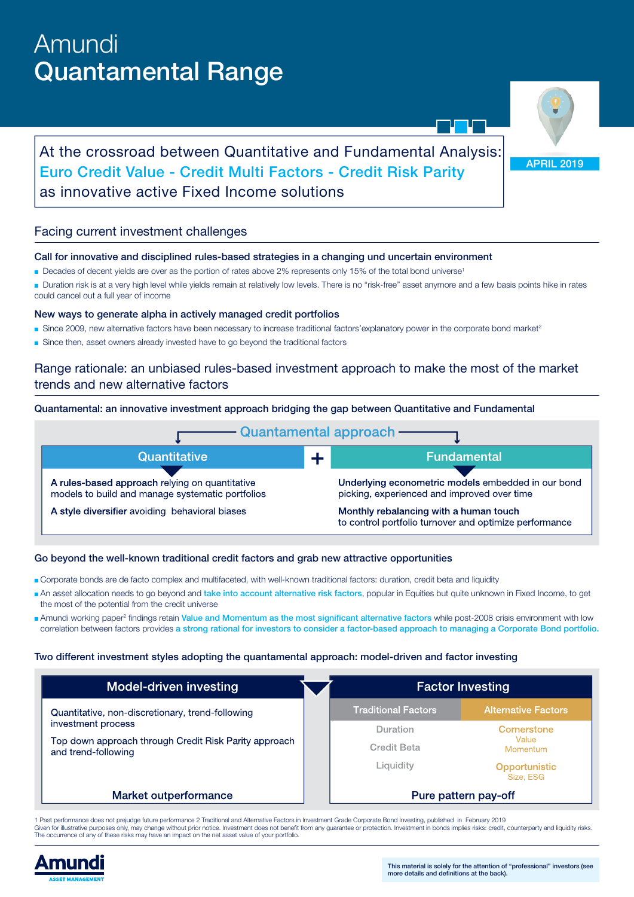# Amundi
# Quantamental Range

APRIL 2019

At the crossroad between Quantitative and Fundamental Analysis:
**Euro Credit Value - Credit Multi Factors - Credit Risk Parity**
as innovative active Fixed Income solutions

## Facing current investment challenges

### Call for innovative and disciplined rules-based strategies in a changing und uncertain environment

- Decades of decent yields are over as the portion of rates above 2% represents only 15% of the total bond universe[1]
- Duration risk is at a very high level while yields remain at relatively low levels. There is no "risk-free" asset anymore and a few basis points hike in rates could cancel out a full year of income

### New ways to generate alpha in actively managed credit portfolios

- Since 2009, new alternative factors have been necessary to increase traditional factors'explanatory power in the corporate bond market[2]
- Since then, asset owners already invested have to go beyond the traditional factors

## Range rationale: an unbiased rules-based investment approach to make the most of the market trends and new alternative factors

### Quantamental: an innovative investment approach bridging the gap between Quantitative and Fundamental

**Quantamental approach**

| Quantitative | + | Fundamental |
|---|---|---|
| **A rules-based approach** relying on quantitative models to build and manage systematic portfolios | | **Underlying econometric models** embedded in our bond picking, experienced and improved over time |
| **A style diversifier** avoiding behavioral biases | | **Monthly rebalancing with a human touch** to control portfolio turnover and optimize performance |

### Go beyond the well-known traditional credit factors and grab new attractive opportunities

- Corporate bonds are de facto complex and multifaceted, with well-known traditional factors: duration, credit beta and liquidity
- An asset allocation needs to go beyond and take into account alternative risk factors, popular in Equities but quite unknown in Fixed Income, to get the most of the potential from the credit universe
- Amundi working paper[2] findings retain Value and Momentum as the most significant alternative factors while post-2008 crisis environment with low correlation between factors provides a strong rational for investors to consider a factor-based approach to managing a Corporate Bond portfolio.

### Two different investment styles adopting the quantamental approach: model-driven and factor investing

**Model-driven investing**

Quantitative, non-discretionary, trend-following investment process

Top down approach through Credit Risk Parity approach and trend-following

**Market outperformance**

**Factor Investing**

| Traditional Factors | Alternative Factors |
|---|---|
| Duration | Cornerstone: Value, Momentum |
| Credit Beta | |
| Liquidity | Opportunistic: Size, ESG |

**Pure pattern pay-off**

1 Past performance does not prejudge future performance 2 Traditional and Alternative Factors in Investment Grade Corporate Bond Investing, published in February 2019
Given for illustrative purposes only, may change without prior notice. Investment does not benefit from any guarantee or protection. Investment in bonds implies risks: credit, counterparty and liquidity risks. The occurrence of any of these risks may have an impact on the net asset value of your portfolio.

Amundi ASSET MANAGEMENT

This material is solely for the attention of "professional" investors (see more details and definitions at the back).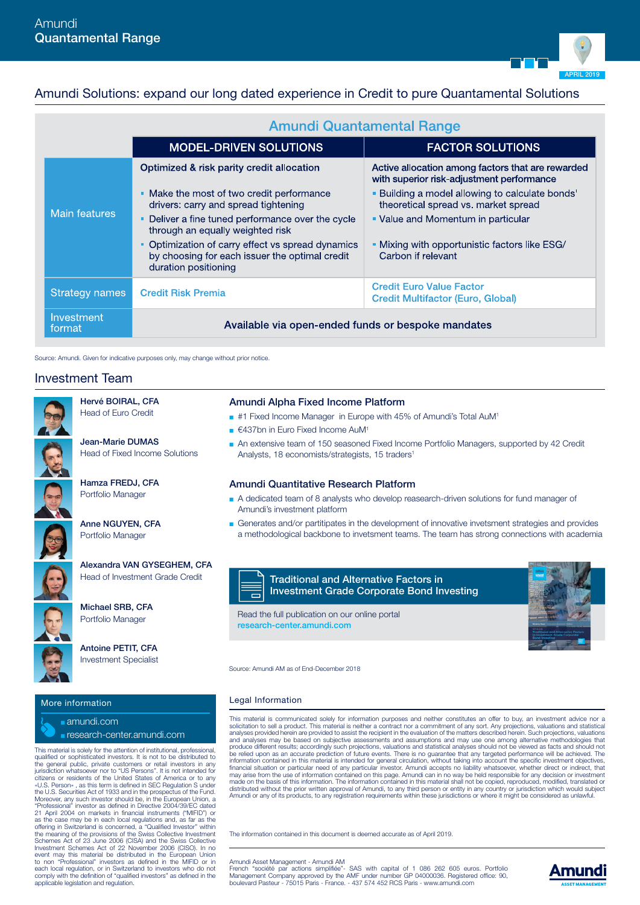## Amundi Solutions: expand our long dated experience in Credit to pure Quantamental Solutions

### Amundi Quantamental Range

| | MODEL-DRIVEN SOLUTIONS | FACTOR SOLUTIONS |
|---|---|---|
| Main features | **Optimized & risk parity credit allocation**<br>- Make the most of two credit performance drivers: carry and spread tightening<br>- Deliver a fine tuned performance over the cycle through an equally weighted risk<br>- Optimization of carry effect vs spread dynamics by choosing for each issuer the optimal credit duration positioning | **Active allocation among factors that are rewarded with superior risk-adjustment performance**<br>- Building a model allowing to calculate bonds' theoretical spread vs. market spread<br>- Value and Momentum in particular<br>- Mixing with opportunitic factors like ESG/ Carbon if relevant |
| Strategy names | Credit Risk Premia | Credit Euro Value Factor<br>Credit Multifactor (Euro, Global) |
| Investment format | Available via open-ended funds or bespoke mandates | |

Source: Amundi. Given for indicative purposes only, may change without prior notice.

## Investment Team

**Hervé BOIRAL, CFA**
Head of Euro Credit

**Jean-Marie DUMAS**
Head of Fixed Income Solutions

**Hamza FREDJ, CFA**
Portfolio Manager

**Anne NGUYEN, CFA**
Portfolio Manager

**Alexandra VAN GYSEGHEM, CFA**
Head of Investment Grade Credit

**Michael SRB, CFA**
Portfolio Manager

**Antoine PETIT, CFA**
Investment Specialist

### Amundi Alpha Fixed Income Platform

- #1 Fixed Income Manager in Europe with 45% of Amundi's Total AuM[1]
- €437bn in Euro Fixed Income AuM[1]
- An extensive team of 150 seasoned Fixed Income Portfolio Managers, supported by 42 Credit Analysts, 18 economists/strategists, 15 traders[1]

### Amundi Quantitative Research Platform

- A dedicated team of 8 analysts who develop reasearch-driven solutions for fund manager of Amundi's investment platform
- Generates and/or partitipates in the development of innovative invetsment strategies and provides a methodological backbone to invetsment teams. The team has strong connections with academia

**Traditional and Alternative Factors in Investment Grade Corporate Bond Investing**

Read the full publication on our online portal
research-center.amundi.com

Source: Amundi AM as of End-December 2018

### More information

- amundi.com
- research-center.amundi.com

This material is solely for the attention of institutional, professional, qualified or sophisticated investors. It is not to be distributed to the general public, private customers or retail investors in any jurisdiction whatsoever nor to "US Persons". It is not intended for citizens or residents of the United States of America or to any «U.S. Person» , as this term is defined in SEC Regulation S under the U.S. Securities Act of 1933 and in the prospectus of the Fund. Moreover, any such investor should be, in the European Union, a "Professional" investor as defined in Directive 2004/39/EC dated 21 April 2004 on markets in financial instruments ("MIFID") or as the case may be in each local regulations and, as far as the offering in Switzerland is concerned, a "Qualified Investor" within the meaning of the provisions of the Swiss Collective Investment Schemes Act of 23 June 2006 (CISA) and the Swiss Collective Investment Schemes Ordinance of 22 November 2006 (CISO). In no event may this material be distributed in the European Union to non "Professional" investors as defined in the MIFID or in each local regulation, or in Switzerland to investors who do not comply with the definition of "qualified investors" as defined in the applicable legislation and regulation.

### Legal Information

This material is communicated solely for information purposes and neither constitutes an offer to buy, an investment advice nor a solicitation to sell a product. This material is neither a contract nor a commitment of any sort. Any projections, valuations and statistical analyses provided herein are provided to assist the recipient in the evaluation of the matters described herein. Such projections, valuations and analyses may be based on subjective assessments and assumptions and may use one among alternative methodologies that produce different results; accordingly such projections, valuations and statistical analyses should not be viewed as facts and should not be relied upon as an accurate prediction of future events. There is no guarantee that any targeted performance will be achieved. The information contained in this material is intended for general circulation, without taking into account the specific investment objectives, financial situation or particular need of any particular investor. Amundi accepts no liability whatsoever, whether direct or indirect, that may arise from the use of information contained on this page. Amundi can in no way be held responsible for any decision or investment made on the basis of this material. The information contained in this material shall not be copied, reproduced, modified, translated or distributed without the prior written approval of Amundi, to any third person or entity in any country or jurisdiction which would subject Amundi or any of its products, to any registration requirements within these jurisdictions or where it might be considered as unlawful.

The information contained in this document is deemed accurate as of April 2019.

Amundi Asset Management - Amundi AM
French "société par actions simplifiée"- SAS with capital of 1 086 262 605 euros. Portfolio Management Company approved by the AMF under number GP 04000036. Registered office: 90, boulevard Pasteur - 75015 Paris - France. - 437 574 452 RCS Paris - www.amundi.com